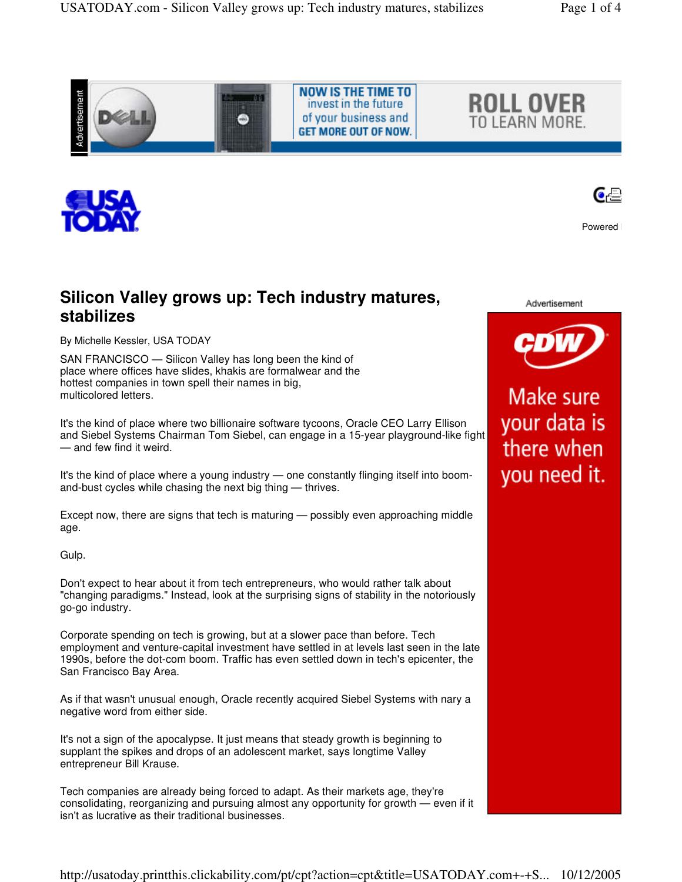# Silicon Valley grows up: Tech industry matures, stabilizes

By Michelle Kessler, USA TODAY

SAN FRANCISCO — Silicon Valley has long been the kind of place where offices have slides, khakis are formalwear and the hottest companies in town spell their names in big, multicolored letters.

It's the kind of place where two billionaire software tycoons, Oracle CEO Larry Ellison and Siebel Systems Chairman Tom Siebel, can engage in a 15-year playground-like fight — and few find it weird.

It's the kind of place where a young industry — one constantly flinging itself into boom-and-bust cycles while chasing the next big thing — thrives.

Except now, there are signs that tech is maturing — possibly even approaching middle age.

Gulp.

Don't expect to hear about it from tech entrepreneurs, who would rather talk about "changing paradigms." Instead, look at the surprising signs of stability in the notoriously go-go industry.

Corporate spending on tech is growing, but at a slower pace than before. Tech employment and venture-capital investment have settled in at levels last seen in the late 1990s, before the dot-com boom. Traffic has even settled down in tech's epicenter, the San Francisco Bay Area.

As if that wasn't unusual enough, Oracle recently acquired Siebel Systems with nary a negative word from either side.

It's not a sign of the apocalypse. It just means that steady growth is beginning to supplant the spikes and drops of an adolescent market, says longtime Valley entrepreneur Bill Krause.

Tech companies are already being forced to adapt. As their markets age, they're consolidating, reorganizing and pursuing almost any opportunity for growth — even if it isn't as lucrative as their traditional businesses.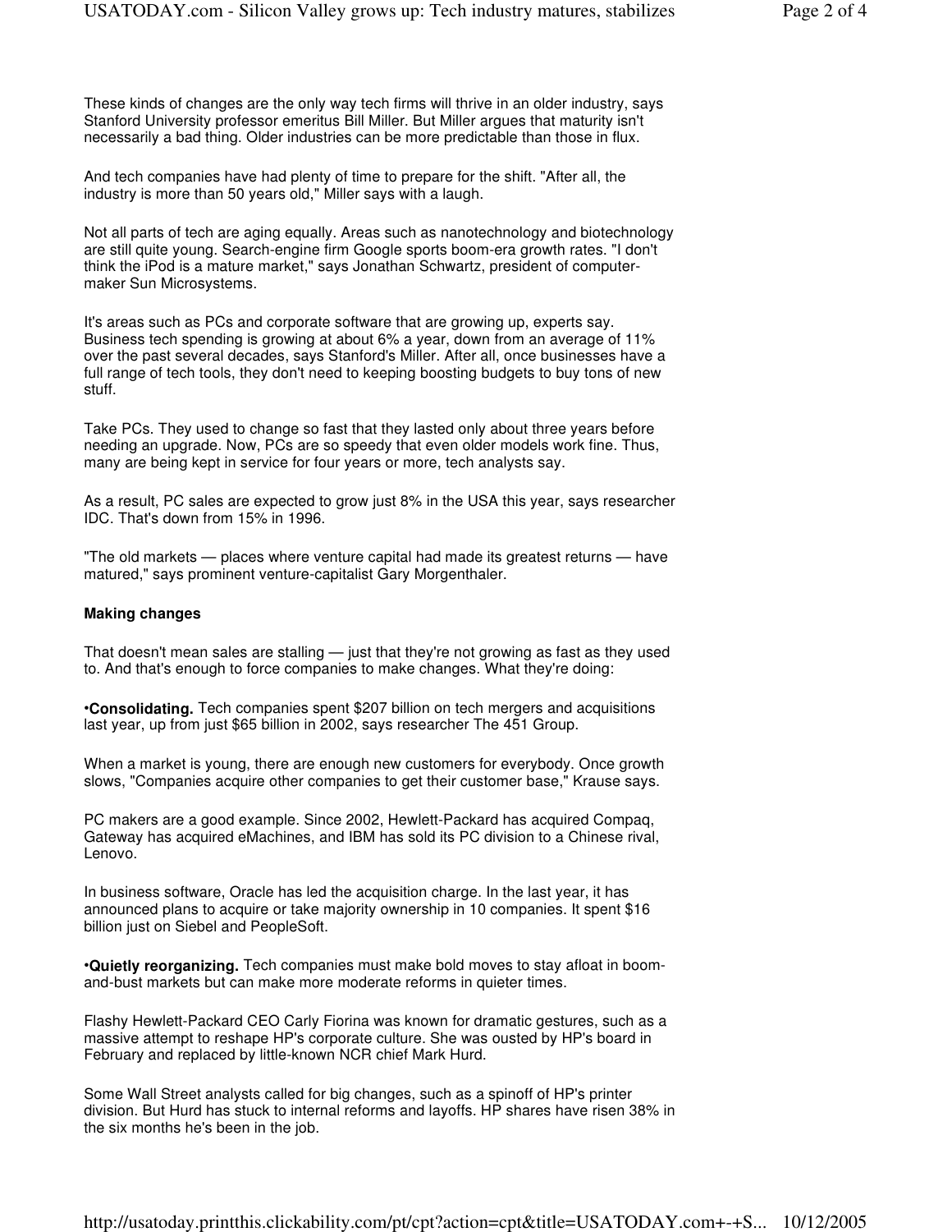These kinds of changes are the only way tech firms will thrive in an older industry, says Stanford University professor emeritus Bill Miller. But Miller argues that maturity isn't necessarily a bad thing. Older industries can be more predictable than those in flux.

And tech companies have had plenty of time to prepare for the shift. "After all, the industry is more than 50 years old," Miller says with a laugh.

Not all parts of tech are aging equally. Areas such as nanotechnology and biotechnology are still quite young. Search-engine firm Google sports boom-era growth rates. "I don't think the iPod is a mature market," says Jonathan Schwartz, president of computer-maker Sun Microsystems.

It's areas such as PCs and corporate software that are growing up, experts say. Business tech spending is growing at about 6% a year, down from an average of 11% over the past several decades, says Stanford's Miller. After all, once businesses have a full range of tech tools, they don't need to keeping boosting budgets to buy tons of new stuff.

Take PCs. They used to change so fast that they lasted only about three years before needing an upgrade. Now, PCs are so speedy that even older models work fine. Thus, many are being kept in service for four years or more, tech analysts say.

As a result, PC sales are expected to grow just 8% in the USA this year, says researcher IDC. That's down from 15% in 1996.

"The old markets — places where venture capital had made its greatest returns — have matured," says prominent venture-capitalist Gary Morgenthaler.

### Making changes

That doesn't mean sales are stalling — just that they're not growing as fast as they used to. And that's enough to force companies to make changes. What they're doing:

•**Consolidating.** Tech companies spent $207 billion on tech mergers and acquisitions last year, up from just $65 billion in 2002, says researcher The 451 Group.

When a market is young, there are enough new customers for everybody. Once growth slows, "Companies acquire other companies to get their customer base," Krause says.

PC makers are a good example. Since 2002, Hewlett-Packard has acquired Compaq, Gateway has acquired eMachines, and IBM has sold its PC division to a Chinese rival, Lenovo.

In business software, Oracle has led the acquisition charge. In the last year, it has announced plans to acquire or take majority ownership in 10 companies. It spent $16 billion just on Siebel and PeopleSoft.

•**Quietly reorganizing.** Tech companies must make bold moves to stay afloat in boom-and-bust markets but can make more moderate reforms in quieter times.

Flashy Hewlett-Packard CEO Carly Fiorina was known for dramatic gestures, such as a massive attempt to reshape HP's corporate culture. She was ousted by HP's board in February and replaced by little-known NCR chief Mark Hurd.

Some Wall Street analysts called for big changes, such as a spinoff of HP's printer division. But Hurd has stuck to internal reforms and layoffs. HP shares have risen 38% in the six months he's been in the job.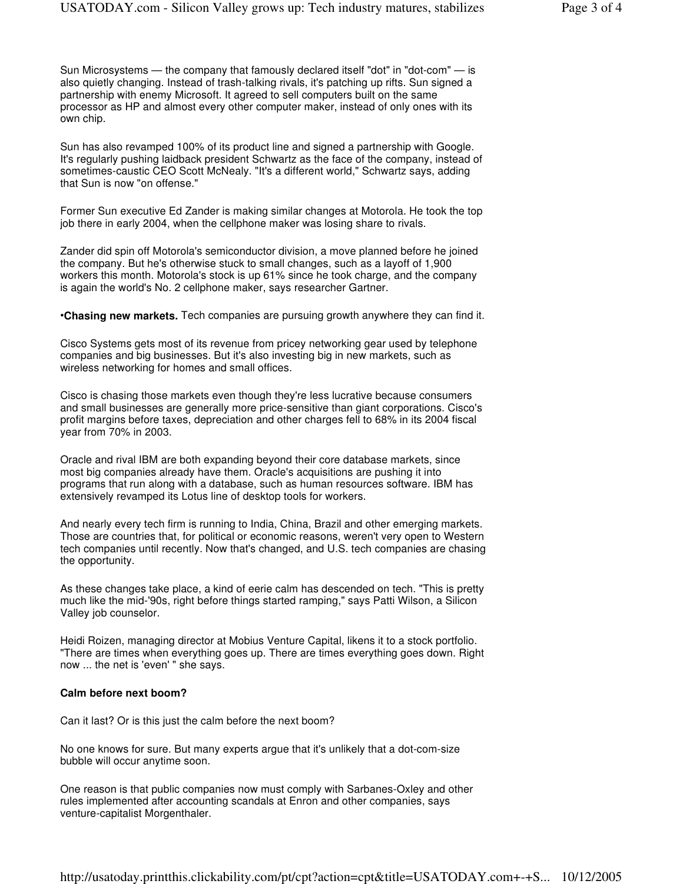Sun Microsystems — the company that famously declared itself "dot" in "dot-com" — is also quietly changing. Instead of trash-talking rivals, it's patching up rifts. Sun signed a partnership with enemy Microsoft. It agreed to sell computers built on the same processor as HP and almost every other computer maker, instead of only ones with its own chip.

Sun has also revamped 100% of its product line and signed a partnership with Google. It's regularly pushing laidback president Schwartz as the face of the company, instead of sometimes-caustic CEO Scott McNealy. "It's a different world," Schwartz says, adding that Sun is now "on offense."

Former Sun executive Ed Zander is making similar changes at Motorola. He took the top job there in early 2004, when the cellphone maker was losing share to rivals.

Zander did spin off Motorola's semiconductor division, a move planned before he joined the company. But he's otherwise stuck to small changes, such as a layoff of 1,900 workers this month. Motorola's stock is up 61% since he took charge, and the company is again the world's No. 2 cellphone maker, says researcher Gartner.

•**Chasing new markets.** Tech companies are pursuing growth anywhere they can find it.

Cisco Systems gets most of its revenue from pricey networking gear used by telephone companies and big businesses. But it's also investing big in new markets, such as wireless networking for homes and small offices.

Cisco is chasing those markets even though they're less lucrative because consumers and small businesses are generally more price-sensitive than giant corporations. Cisco's profit margins before taxes, depreciation and other charges fell to 68% in its 2004 fiscal year from 70% in 2003.

Oracle and rival IBM are both expanding beyond their core database markets, since most big companies already have them. Oracle's acquisitions are pushing it into programs that run along with a database, such as human resources software. IBM has extensively revamped its Lotus line of desktop tools for workers.

And nearly every tech firm is running to India, China, Brazil and other emerging markets. Those are countries that, for political or economic reasons, weren't very open to Western tech companies until recently. Now that's changed, and U.S. tech companies are chasing the opportunity.

As these changes take place, a kind of eerie calm has descended on tech. "This is pretty much like the mid-'90s, right before things started ramping," says Patti Wilson, a Silicon Valley job counselor.

Heidi Roizen, managing director at Mobius Venture Capital, likens it to a stock portfolio. "There are times when everything goes up. There are times everything goes down. Right now ... the net is 'even' " she says.

**Calm before next boom?**

Can it last? Or is this just the calm before the next boom?

No one knows for sure. But many experts argue that it's unlikely that a dot-com-size bubble will occur anytime soon.

One reason is that public companies now must comply with Sarbanes-Oxley and other rules implemented after accounting scandals at Enron and other companies, says venture-capitalist Morgenthaler.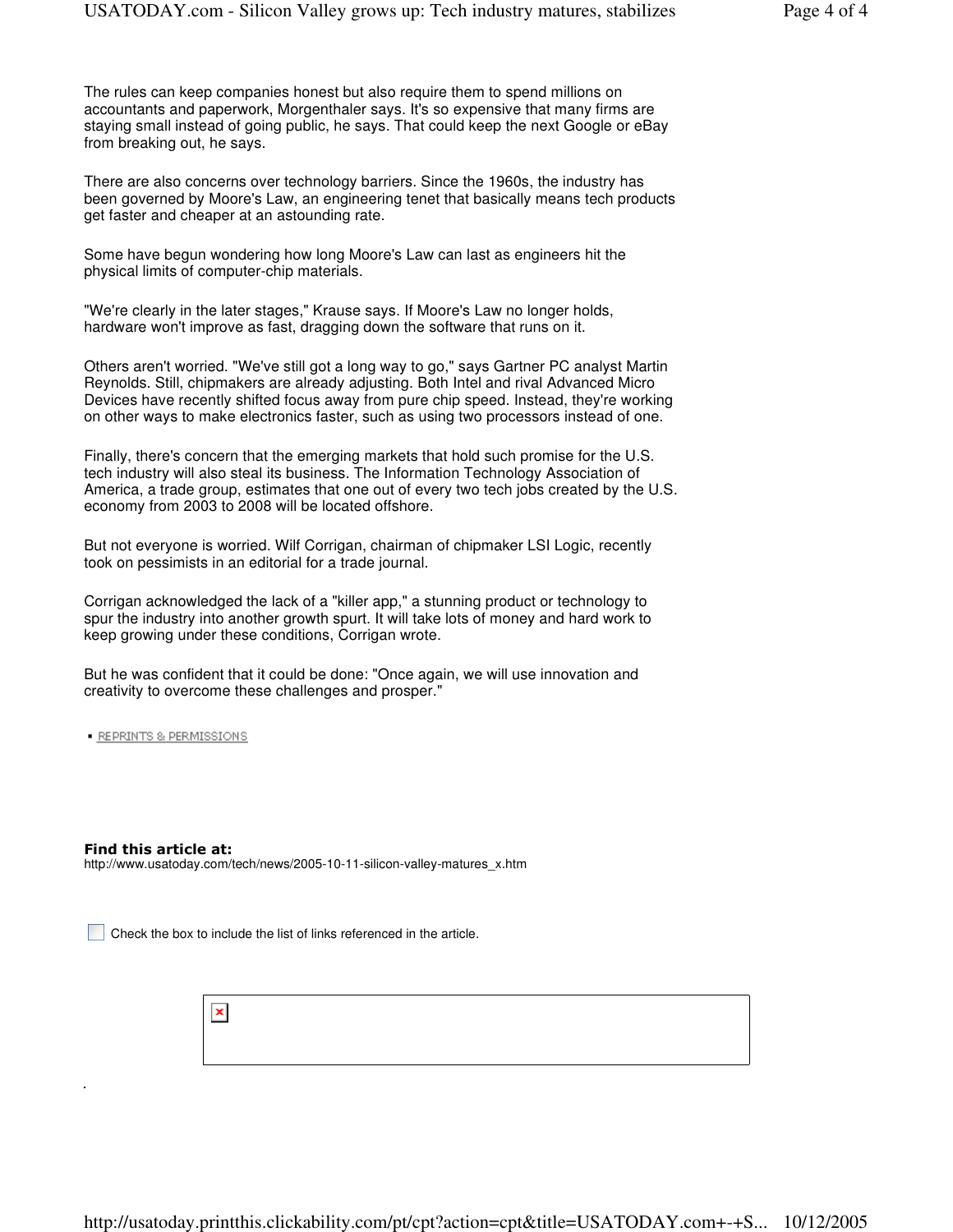The rules can keep companies honest but also require them to spend millions on accountants and paperwork, Morgenthaler says. It's so expensive that many firms are staying small instead of going public, he says. That could keep the next Google or eBay from breaking out, he says.

There are also concerns over technology barriers. Since the 1960s, the industry has been governed by Moore's Law, an engineering tenet that basically means tech products get faster and cheaper at an astounding rate.

Some have begun wondering how long Moore's Law can last as engineers hit the physical limits of computer-chip materials.

"We're clearly in the later stages," Krause says. If Moore's Law no longer holds, hardware won't improve as fast, dragging down the software that runs on it.

Others aren't worried. "We've still got a long way to go," says Gartner PC analyst Martin Reynolds. Still, chipmakers are already adjusting. Both Intel and rival Advanced Micro Devices have recently shifted focus away from pure chip speed. Instead, they're working on other ways to make electronics faster, such as using two processors instead of one.

Finally, there's concern that the emerging markets that hold such promise for the U.S. tech industry will also steal its business. The Information Technology Association of America, a trade group, estimates that one out of every two tech jobs created by the U.S. economy from 2003 to 2008 will be located offshore.

But not everyone is worried. Wilf Corrigan, chairman of chipmaker LSI Logic, recently took on pessimists in an editorial for a trade journal.

Corrigan acknowledged the lack of a "killer app," a stunning product or technology to spur the industry into another growth spurt. It will take lots of money and hard work to keep growing under these conditions, Corrigan wrote.

But he was confident that it could be done: "Once again, we will use innovation and creativity to overcome these challenges and prosper."

- REPRINTS & PERMISSIONS

**Find this article at:**
http://www.usatoday.com/tech/news/2005-10-11-silicon-valley-matures_x.htm

Check the box to include the list of links referenced in the article.